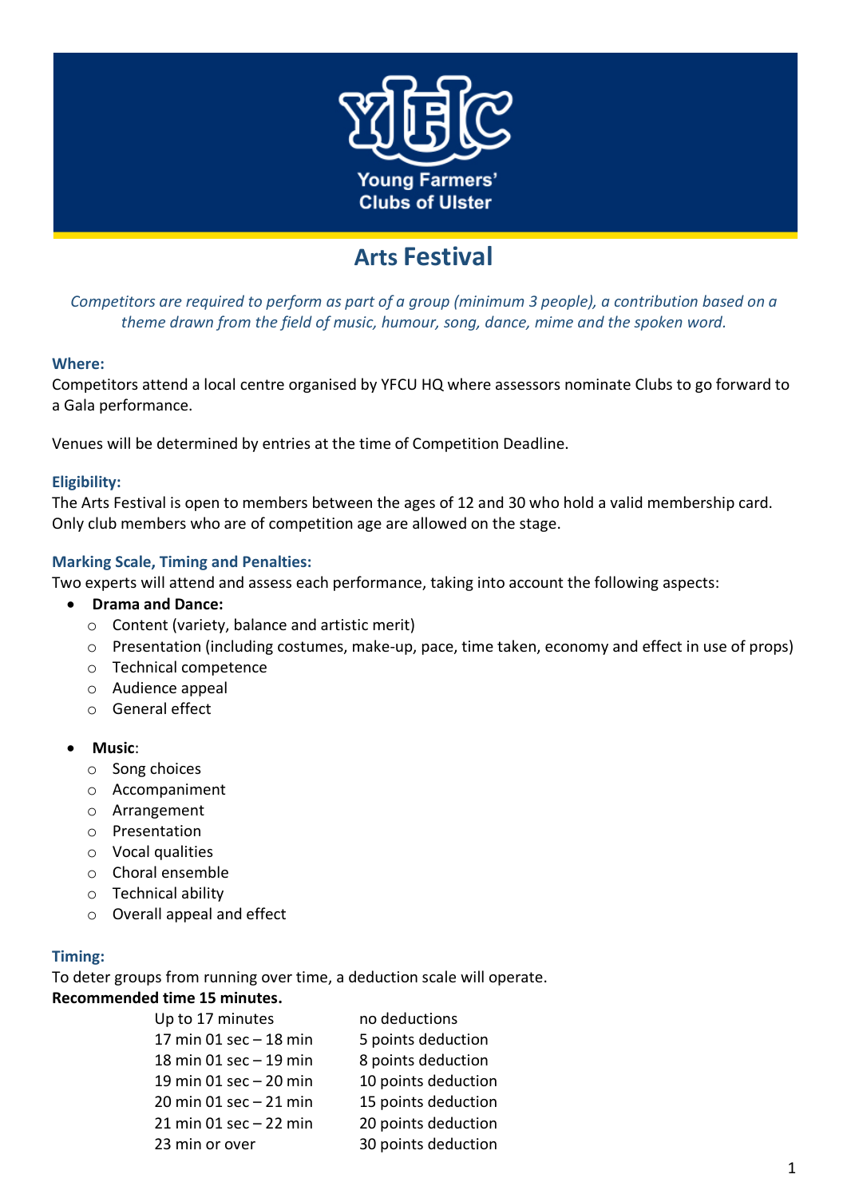Young Farmers' Clubs of Ulster

# Arts Festival

*Competitors are required to perform as part of a group (minimum 3 people), a contribution based on a theme drawn from the field of music, humour, song, dance, mime and the spoken word.*

### Where:

Competitors attend a local centre organised by YFCU HQ where assessors nominate Clubs to go forward to a Gala performance.

Venues will be determined by entries at the time of Competition Deadline.

### Eligibility:

The Arts Festival is open to members between the ages of 12 and 30 who hold a valid membership card. Only club members who are of competition age are allowed on the stage.

### Marking Scale, Timing and Penalties:

Two experts will attend and assess each performance, taking into account the following aspects:

- **Drama and Dance:**
  - Content (variety, balance and artistic merit)
  - Presentation (including costumes, make-up, pace, time taken, economy and effect in use of props)
  - Technical competence
  - Audience appeal
  - General effect

- **Music**:
  - Song choices
  - Accompaniment
  - Arrangement
  - Presentation
  - Vocal qualities
  - Choral ensemble
  - Technical ability
  - Overall appeal and effect

### Timing:

To deter groups from running over time, a deduction scale will operate.

**Recommended time 15 minutes.**

| | |
|---|---|
| Up to 17 minutes | no deductions |
| 17 min 01 sec – 18 min | 5 points deduction |
| 18 min 01 sec – 19 min | 8 points deduction |
| 19 min 01 sec – 20 min | 10 points deduction |
| 20 min 01 sec – 21 min | 15 points deduction |
| 21 min 01 sec – 22 min | 20 points deduction |
| 23 min or over | 30 points deduction |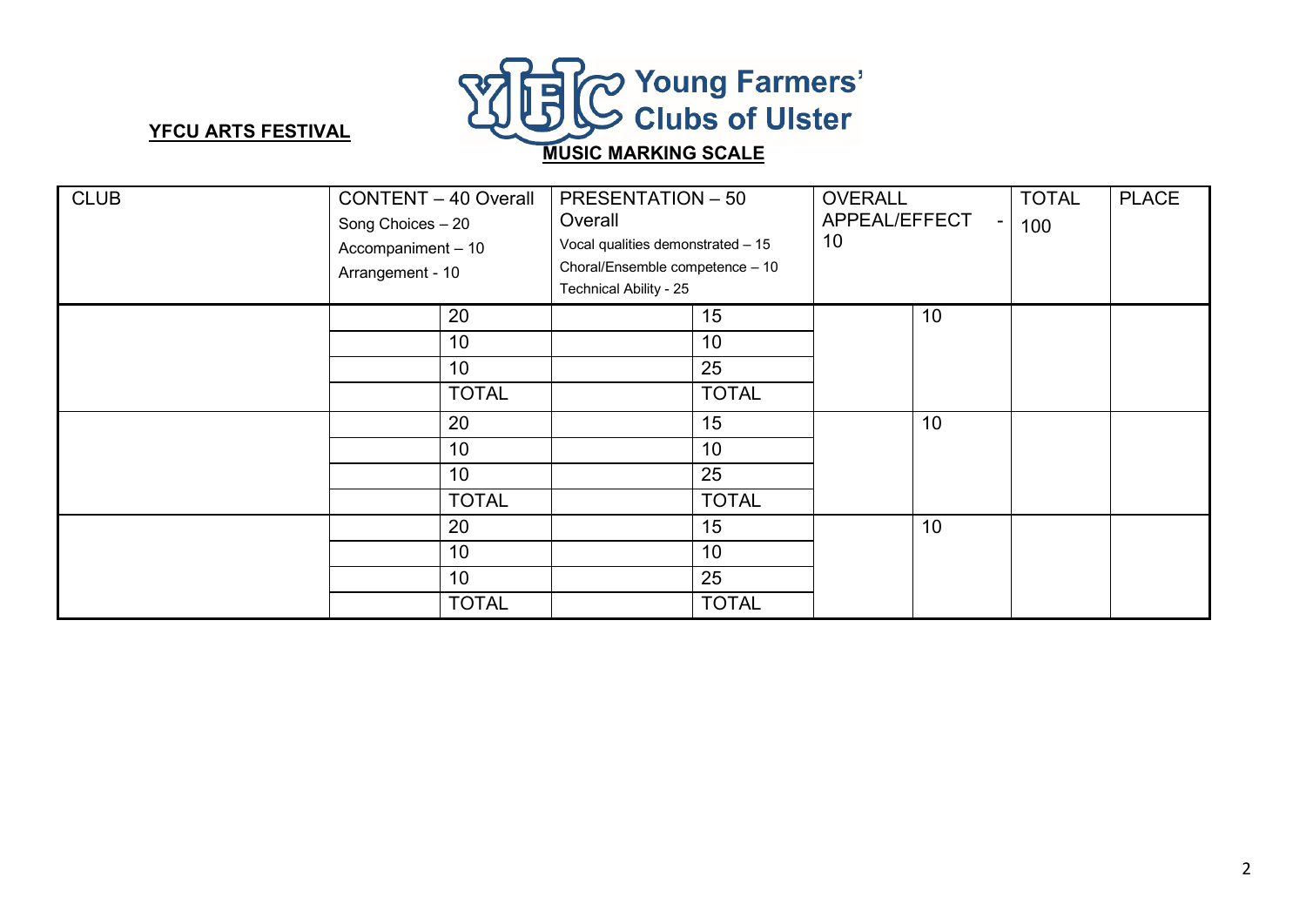**YFCU ARTS FESTIVAL**

Young Farmers' Clubs of Ulster

**MUSIC MARKING SCALE**

| CLUB | CONTENT – 40 Overall<br>Song Choices – 20<br>Accompaniment – 10<br>Arrangement - 10 | | PRESENTATION – 50 Overall<br>Vocal qualities demonstrated – 15<br>Choral/Ensemble competence – 10<br>Technical Ability - 25 | | OVERALL APPEAL/EFFECT - 10 | | TOTAL 100 | PLACE |
|---|---|---|---|---|---|---|---|---|
| | | 20 | | 15 | | 10 | | |
| | | 10 | | 10 | | | | |
| | | 10 | | 25 | | | | |
| | | TOTAL | | TOTAL | | | | |
| | | 20 | | 15 | | 10 | | |
| | | 10 | | 10 | | | | |
| | | 10 | | 25 | | | | |
| | | TOTAL | | TOTAL | | | | |
| | | 20 | | 15 | | 10 | | |
| | | 10 | | 10 | | | | |
| | | 10 | | 25 | | | | |
| | | TOTAL | | TOTAL | | | | |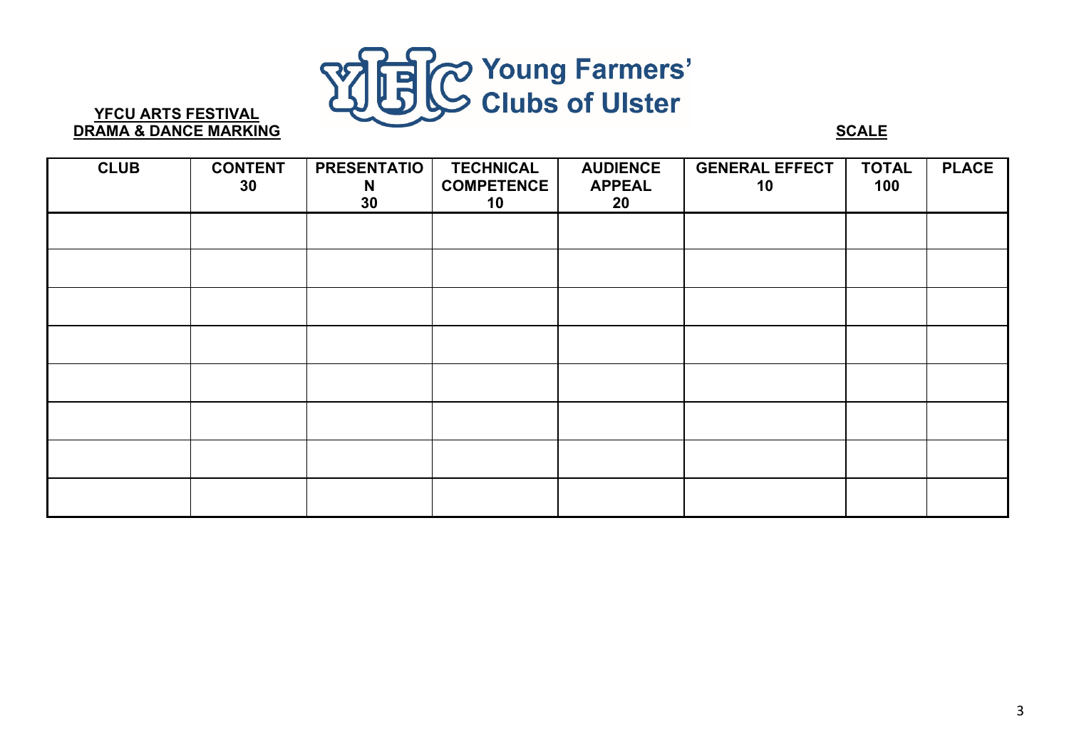**YFCU ARTS FESTIVAL**
**DRAMA & DANCE MARKING**

Young Farmers' Clubs of Ulster

**SCALE**

| CLUB | CONTENT 30 | PRESENTATION 30 | TECHNICAL COMPETENCE 10 | AUDIENCE APPEAL 20 | GENERAL EFFECT 10 | TOTAL 100 | PLACE |
|---|---|---|---|---|---|---|---|
| | | | | | | | |
| | | | | | | | |
| | | | | | | | |
| | | | | | | | |
| | | | | | | | |
| | | | | | | | |
| | | | | | | | |
| | | | | | | | |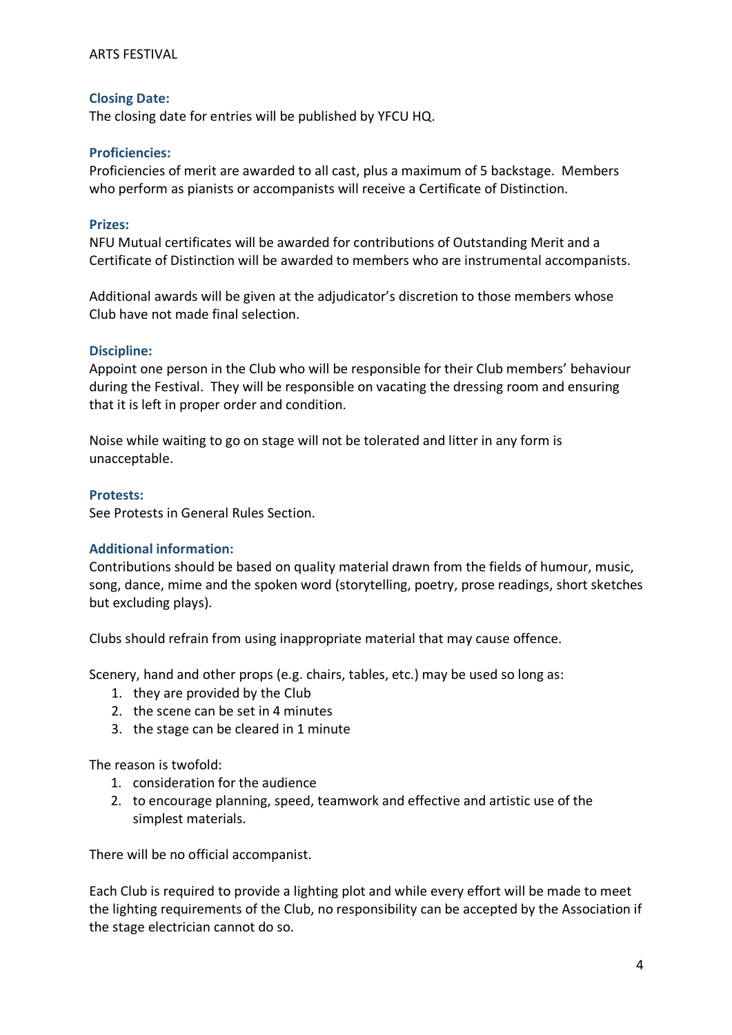ARTS FESTIVAL

### Closing Date:

The closing date for entries will be published by YFCU HQ.

### Proficiencies:

Proficiencies of merit are awarded to all cast, plus a maximum of 5 backstage. Members who perform as pianists or accompanists will receive a Certificate of Distinction.

### Prizes:

NFU Mutual certificates will be awarded for contributions of Outstanding Merit and a Certificate of Distinction will be awarded to members who are instrumental accompanists.

Additional awards will be given at the adjudicator's discretion to those members whose Club have not made final selection.

### Discipline:

Appoint one person in the Club who will be responsible for their Club members' behaviour during the Festival. They will be responsible on vacating the dressing room and ensuring that it is left in proper order and condition.

Noise while waiting to go on stage will not be tolerated and litter in any form is unacceptable.

### Protests:

See Protests in General Rules Section.

### Additional information:

Contributions should be based on quality material drawn from the fields of humour, music, song, dance, mime and the spoken word (storytelling, poetry, prose readings, short sketches but excluding plays).

Clubs should refrain from using inappropriate material that may cause offence.

Scenery, hand and other props (e.g. chairs, tables, etc.) may be used so long as:

1. they are provided by the Club
2. the scene can be set in 4 minutes
3. the stage can be cleared in 1 minute

The reason is twofold:

1. consideration for the audience
2. to encourage planning, speed, teamwork and effective and artistic use of the simplest materials.

There will be no official accompanist.

Each Club is required to provide a lighting plot and while every effort will be made to meet the lighting requirements of the Club, no responsibility can be accepted by the Association if the stage electrician cannot do so.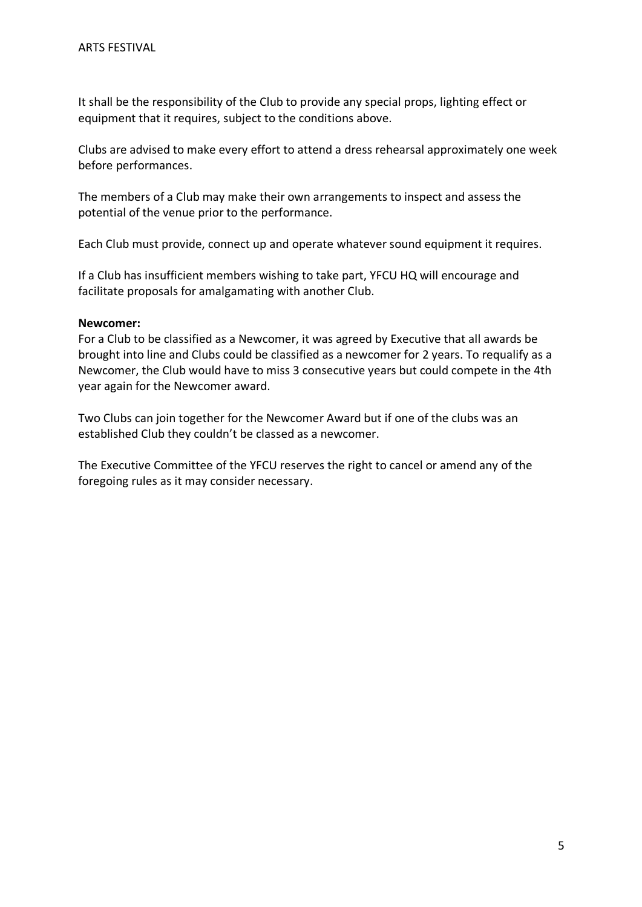It shall be the responsibility of the Club to provide any special props, lighting effect or equipment that it requires, subject to the conditions above.

Clubs are advised to make every effort to attend a dress rehearsal approximately one week before performances.

The members of a Club may make their own arrangements to inspect and assess the potential of the venue prior to the performance.

Each Club must provide, connect up and operate whatever sound equipment it requires.

If a Club has insufficient members wishing to take part, YFCU HQ will encourage and facilitate proposals for amalgamating with another Club.

**Newcomer:**
For a Club to be classified as a Newcomer, it was agreed by Executive that all awards be brought into line and Clubs could be classified as a newcomer for 2 years. To requalify as a Newcomer, the Club would have to miss 3 consecutive years but could compete in the 4th year again for the Newcomer award.

Two Clubs can join together for the Newcomer Award but if one of the clubs was an established Club they couldn't be classed as a newcomer.

The Executive Committee of the YFCU reserves the right to cancel or amend any of the foregoing rules as it may consider necessary.